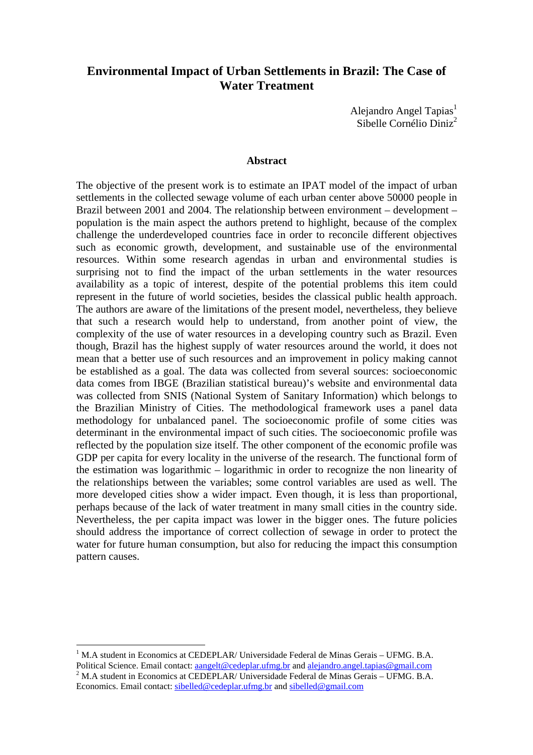# Environmental Impact of Urban Settlements in Brazil: The Case of Water Treatment

Alejandro Angel Tapias[1]
Sibelle Cornélio Diniz[2]

## Abstract

The objective of the present work is to estimate an IPAT model of the impact of urban settlements in the collected sewage volume of each urban center above 50000 people in Brazil between 2001 and 2004. The relationship between environment – development – population is the main aspect the authors pretend to highlight, because of the complex challenge the underdeveloped countries face in order to reconcile different objectives such as economic growth, development, and sustainable use of the environmental resources. Within some research agendas in urban and environmental studies is surprising not to find the impact of the urban settlements in the water resources availability as a topic of interest, despite of the potential problems this item could represent in the future of world societies, besides the classical public health approach. The authors are aware of the limitations of the present model, nevertheless, they believe that such a research would help to understand, from another point of view, the complexity of the use of water resources in a developing country such as Brazil. Even though, Brazil has the highest supply of water resources around the world, it does not mean that a better use of such resources and an improvement in policy making cannot be established as a goal. The data was collected from several sources: socioeconomic data comes from IBGE (Brazilian statistical bureau)'s website and environmental data was collected from SNIS (National System of Sanitary Information) which belongs to the Brazilian Ministry of Cities. The methodological framework uses a panel data methodology for unbalanced panel. The socioeconomic profile of some cities was determinant in the environmental impact of such cities. The socioeconomic profile was reflected by the population size itself. The other component of the economic profile was GDP per capita for every locality in the universe of the research. The functional form of the estimation was logarithmic – logarithmic in order to recognize the non linearity of the relationships between the variables; some control variables are used as well. The more developed cities show a wider impact. Even though, it is less than proportional, perhaps because of the lack of water treatment in many small cities in the country side. Nevertheless, the per capita impact was lower in the bigger ones. The future policies should address the importance of correct collection of sewage in order to protect the water for future human consumption, but also for reducing the impact this consumption pattern causes.

---

[1] M.A student in Economics at CEDEPLAR/ Universidade Federal de Minas Gerais – UFMG. B.A. Political Science. Email contact: aangelt@cedeplar.ufmg.br and alejandro.angel.tapias@gmail.com

[2] M.A student in Economics at CEDEPLAR/ Universidade Federal de Minas Gerais – UFMG. B.A. Economics. Email contact: sibelled@cedeplar.ufmg.br and sibelled@gmail.com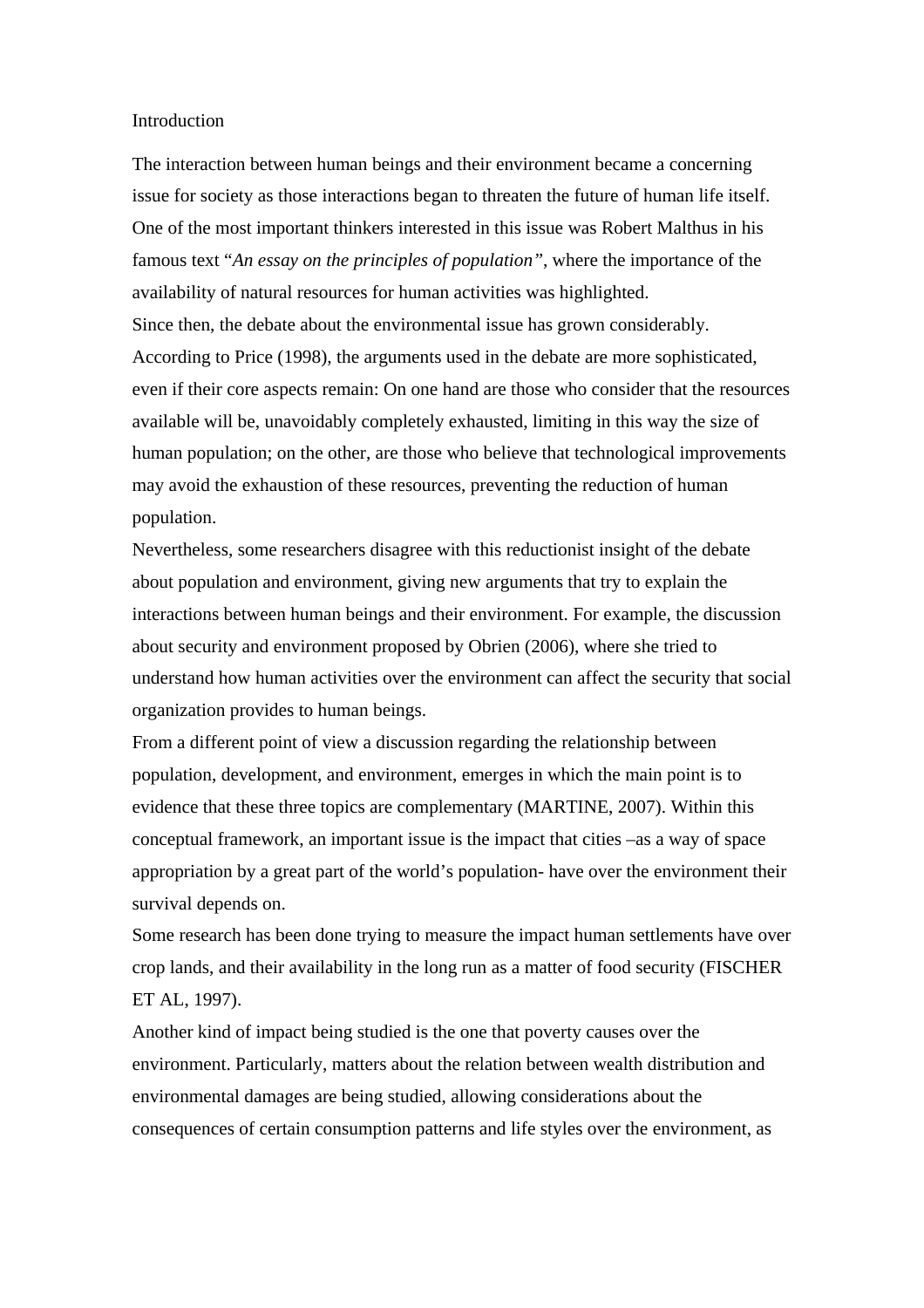Introduction

The interaction between human beings and their environment became a concerning issue for society as those interactions began to threaten the future of human life itself. One of the most important thinkers interested in this issue was Robert Malthus in his famous text "*An essay on the principles of population*", where the importance of the availability of natural resources for human activities was highlighted.

Since then, the debate about the environmental issue has grown considerably. According to Price (1998), the arguments used in the debate are more sophisticated, even if their core aspects remain: On one hand are those who consider that the resources available will be, unavoidably completely exhausted, limiting in this way the size of human population; on the other, are those who believe that technological improvements may avoid the exhaustion of these resources, preventing the reduction of human population.

Nevertheless, some researchers disagree with this reductionist insight of the debate about population and environment, giving new arguments that try to explain the interactions between human beings and their environment. For example, the discussion about security and environment proposed by Obrien (2006), where she tried to understand how human activities over the environment can affect the security that social organization provides to human beings.

From a different point of view a discussion regarding the relationship between population, development, and environment, emerges in which the main point is to evidence that these three topics are complementary (MARTINE, 2007). Within this conceptual framework, an important issue is the impact that cities –as a way of space appropriation by a great part of the world's population- have over the environment their survival depends on.

Some research has been done trying to measure the impact human settlements have over crop lands, and their availability in the long run as a matter of food security (FISCHER ET AL, 1997).

Another kind of impact being studied is the one that poverty causes over the environment. Particularly, matters about the relation between wealth distribution and environmental damages are being studied, allowing considerations about the consequences of certain consumption patterns and life styles over the environment, as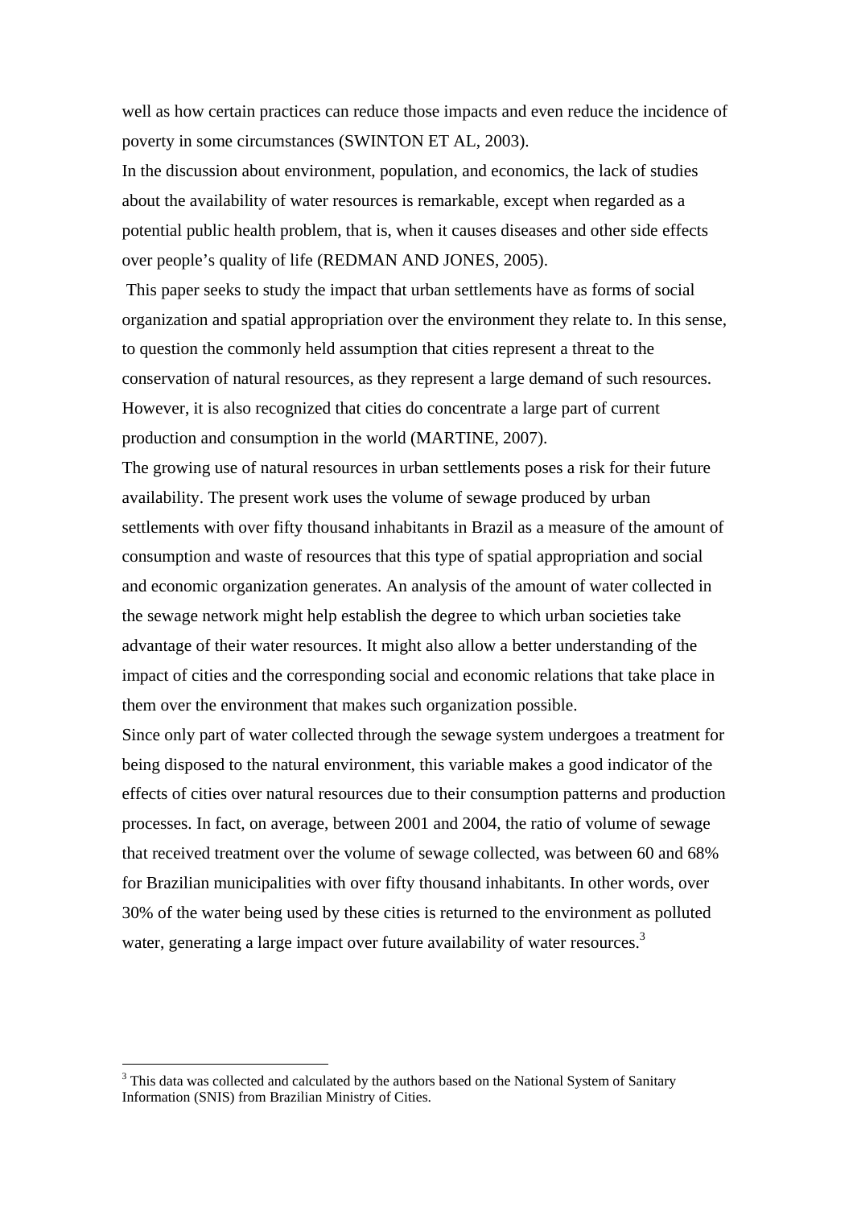well as how certain practices can reduce those impacts and even reduce the incidence of poverty in some circumstances (SWINTON ET AL, 2003).

In the discussion about environment, population, and economics, the lack of studies about the availability of water resources is remarkable, except when regarded as a potential public health problem, that is, when it causes diseases and other side effects over people's quality of life (REDMAN AND JONES, 2005).

This paper seeks to study the impact that urban settlements have as forms of social organization and spatial appropriation over the environment they relate to. In this sense, to question the commonly held assumption that cities represent a threat to the conservation of natural resources, as they represent a large demand of such resources. However, it is also recognized that cities do concentrate a large part of current production and consumption in the world (MARTINE, 2007).

The growing use of natural resources in urban settlements poses a risk for their future availability. The present work uses the volume of sewage produced by urban settlements with over fifty thousand inhabitants in Brazil as a measure of the amount of consumption and waste of resources that this type of spatial appropriation and social and economic organization generates. An analysis of the amount of water collected in the sewage network might help establish the degree to which urban societies take advantage of their water resources. It might also allow a better understanding of the impact of cities and the corresponding social and economic relations that take place in them over the environment that makes such organization possible.

Since only part of water collected through the sewage system undergoes a treatment for being disposed to the natural environment, this variable makes a good indicator of the effects of cities over natural resources due to their consumption patterns and production processes. In fact, on average, between 2001 and 2004, the ratio of volume of sewage that received treatment over the volume of sewage collected, was between 60 and 68% for Brazilian municipalities with over fifty thousand inhabitants. In other words, over 30% of the water being used by these cities is returned to the environment as polluted water, generating a large impact over future availability of water resources.[3]

[3] This data was collected and calculated by the authors based on the National System of Sanitary Information (SNIS) from Brazilian Ministry of Cities.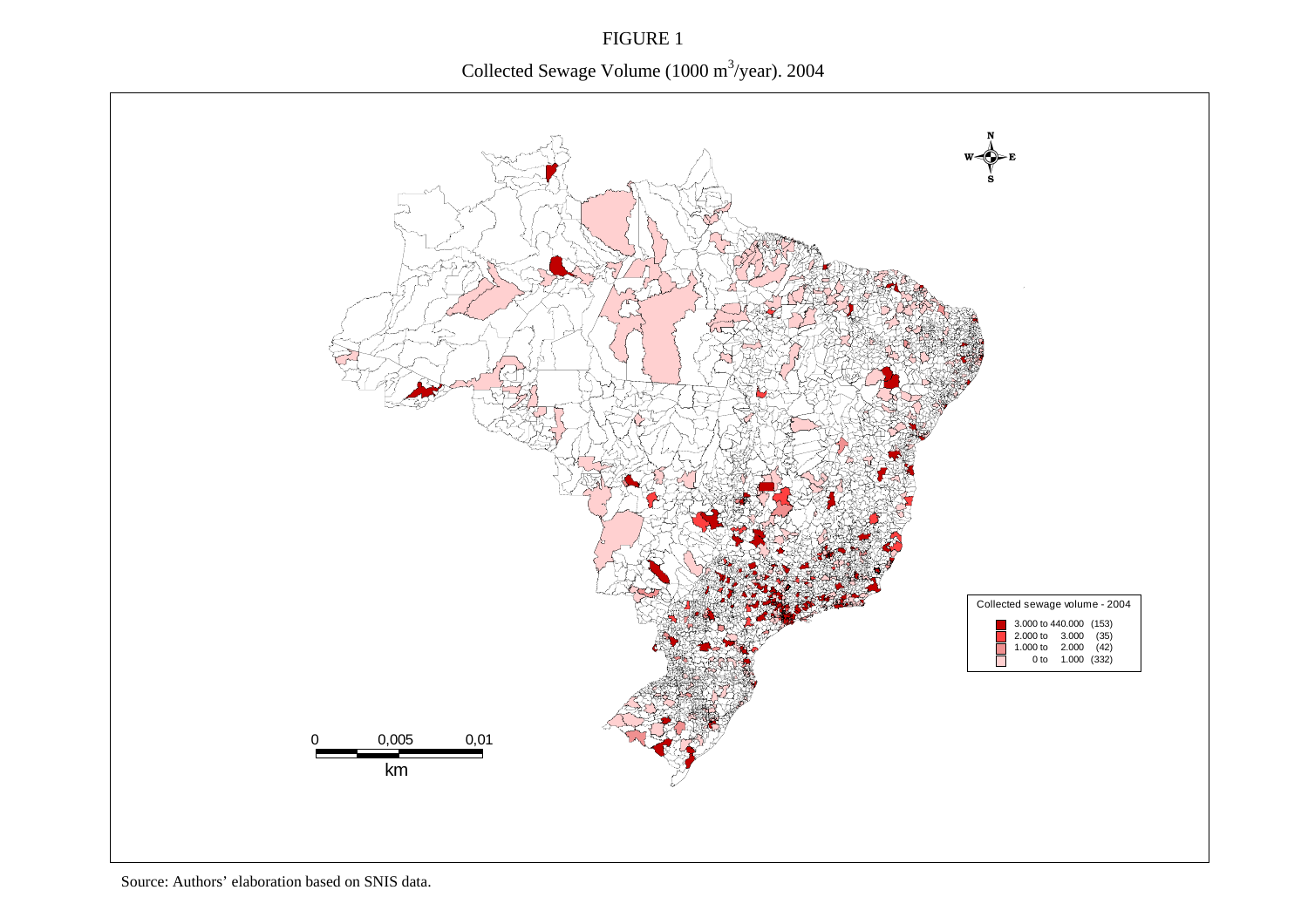FIGURE 1

Collected Sewage Volume (1000 $m^3$/year). 2004

Source: Authors' elaboration based on SNIS data.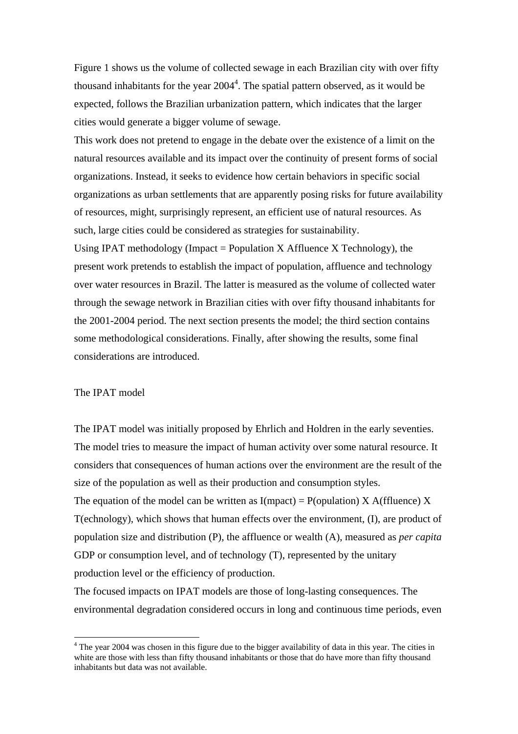Figure 1 shows us the volume of collected sewage in each Brazilian city with over fifty thousand inhabitants for the year 2004[4]. The spatial pattern observed, as it would be expected, follows the Brazilian urbanization pattern, which indicates that the larger cities would generate a bigger volume of sewage.

This work does not pretend to engage in the debate over the existence of a limit on the natural resources available and its impact over the continuity of present forms of social organizations. Instead, it seeks to evidence how certain behaviors in specific social organizations as urban settlements that are apparently posing risks for future availability of resources, might, surprisingly represent, an efficient use of natural resources. As such, large cities could be considered as strategies for sustainability.

Using IPAT methodology (Impact = Population X Affluence X Technology), the present work pretends to establish the impact of population, affluence and technology over water resources in Brazil. The latter is measured as the volume of collected water through the sewage network in Brazilian cities with over fifty thousand inhabitants for the 2001-2004 period. The next section presents the model; the third section contains some methodological considerations. Finally, after showing the results, some final considerations are introduced.

## The IPAT model

The IPAT model was initially proposed by Ehrlich and Holdren in the early seventies. The model tries to measure the impact of human activity over some natural resource. It considers that consequences of human actions over the environment are the result of the size of the population as well as their production and consumption styles.

The equation of the model can be written as I(mpact) = P(opulation) X A(ffluence) X T(echnology), which shows that human effects over the environment, (I), are product of population size and distribution (P), the affluence or wealth (A), measured as *per capita* GDP or consumption level, and of technology (T), represented by the unitary production level or the efficiency of production.

The focused impacts on IPAT models are those of long-lasting consequences. The environmental degradation considered occurs in long and continuous time periods, even

[4] The year 2004 was chosen in this figure due to the bigger availability of data in this year. The cities in white are those with less than fifty thousand inhabitants or those that do have more than fifty thousand inhabitants but data was not available.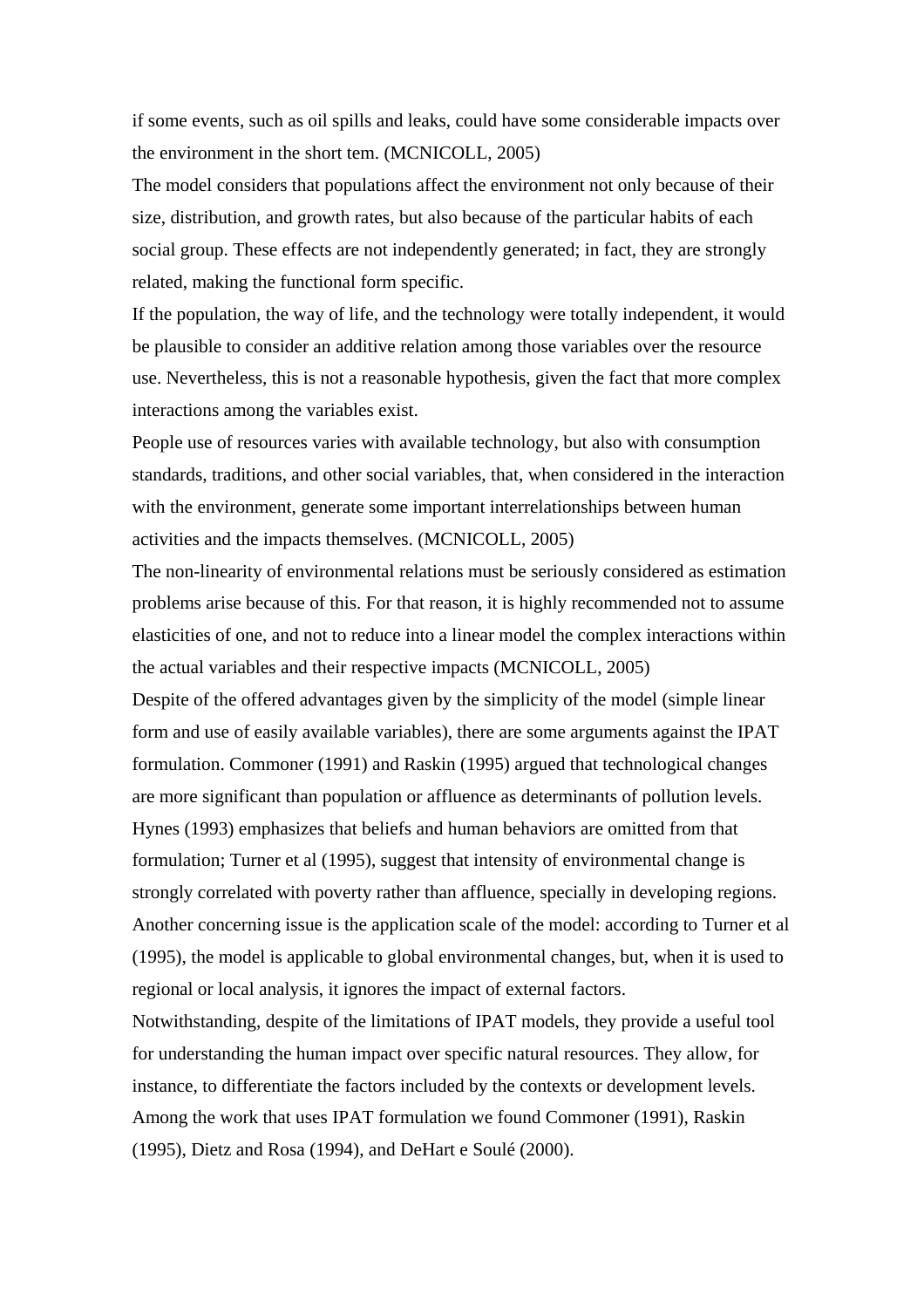if some events, such as oil spills and leaks, could have some considerable impacts over the environment in the short tem. (MCNICOLL, 2005)

The model considers that populations affect the environment not only because of their size, distribution, and growth rates, but also because of the particular habits of each social group. These effects are not independently generated; in fact, they are strongly related, making the functional form specific.

If the population, the way of life, and the technology were totally independent, it would be plausible to consider an additive relation among those variables over the resource use. Nevertheless, this is not a reasonable hypothesis, given the fact that more complex interactions among the variables exist.

People use of resources varies with available technology, but also with consumption standards, traditions, and other social variables, that, when considered in the interaction with the environment, generate some important interrelationships between human activities and the impacts themselves. (MCNICOLL, 2005)

The non-linearity of environmental relations must be seriously considered as estimation problems arise because of this. For that reason, it is highly recommended not to assume elasticities of one, and not to reduce into a linear model the complex interactions within the actual variables and their respective impacts (MCNICOLL, 2005)

Despite of the offered advantages given by the simplicity of the model (simple linear form and use of easily available variables), there are some arguments against the IPAT formulation. Commoner (1991) and Raskin (1995) argued that technological changes are more significant than population or affluence as determinants of pollution levels. Hynes (1993) emphasizes that beliefs and human behaviors are omitted from that formulation; Turner et al (1995), suggest that intensity of environmental change is strongly correlated with poverty rather than affluence, specially in developing regions.

Another concerning issue is the application scale of the model: according to Turner et al (1995), the model is applicable to global environmental changes, but, when it is used to regional or local analysis, it ignores the impact of external factors.

Notwithstanding, despite of the limitations of IPAT models, they provide a useful tool for understanding the human impact over specific natural resources. They allow, for instance, to differentiate the factors included by the contexts or development levels. Among the work that uses IPAT formulation we found Commoner (1991), Raskin (1995), Dietz and Rosa (1994), and DeHart e Soulé (2000).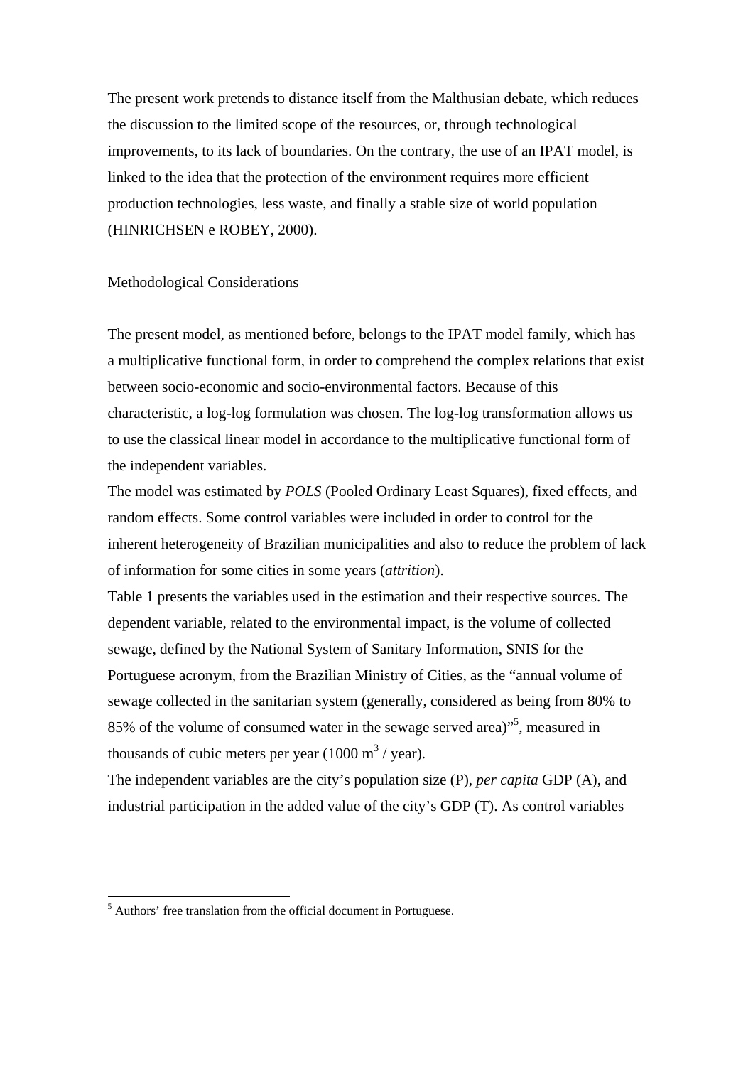The present work pretends to distance itself from the Malthusian debate, which reduces the discussion to the limited scope of the resources, or, through technological improvements, to its lack of boundaries. On the contrary, the use of an IPAT model, is linked to the idea that the protection of the environment requires more efficient production technologies, less waste, and finally a stable size of world population (HINRICHSEN e ROBEY, 2000).

## Methodological Considerations

The present model, as mentioned before, belongs to the IPAT model family, which has a multiplicative functional form, in order to comprehend the complex relations that exist between socio-economic and socio-environmental factors. Because of this characteristic, a log-log formulation was chosen. The log-log transformation allows us to use the classical linear model in accordance to the multiplicative functional form of the independent variables.

The model was estimated by *POLS* (Pooled Ordinary Least Squares), fixed effects, and random effects. Some control variables were included in order to control for the inherent heterogeneity of Brazilian municipalities and also to reduce the problem of lack of information for some cities in some years (*attrition*).

Table 1 presents the variables used in the estimation and their respective sources. The dependent variable, related to the environmental impact, is the volume of collected sewage, defined by the National System of Sanitary Information, SNIS for the Portuguese acronym, from the Brazilian Ministry of Cities, as the "annual volume of sewage collected in the sanitarian system (generally, considered as being from 80% to 85% of the volume of consumed water in the sewage served area)"[5], measured in thousands of cubic meters per year (1000 $m^3$ / year).

The independent variables are the city's population size (P), *per capita* GDP (A), and industrial participation in the added value of the city's GDP (T). As control variables

[5] Authors' free translation from the official document in Portuguese.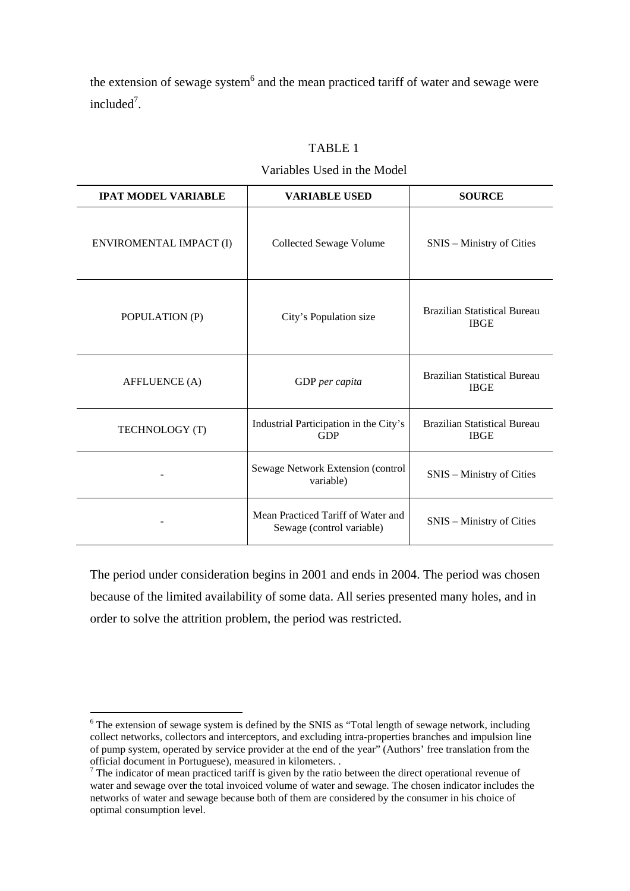the extension of sewage system[6] and the mean practiced tariff of water and sewage were included[7].

TABLE 1

Variables Used in the Model

| IPAT MODEL VARIABLE | VARIABLE USED | SOURCE |
|---|---|---|
| ENVIROMENTAL IMPACT (I) | Collected Sewage Volume | SNIS – Ministry of Cities |
| POPULATION (P) | City's Population size | Brazilian Statistical Bureau IBGE |
| AFFLUENCE (A) | GDP *per capita* | Brazilian Statistical Bureau IBGE |
| TECHNOLOGY (T) | Industrial Participation in the City's GDP | Brazilian Statistical Bureau IBGE |
| - | Sewage Network Extension (control variable) | SNIS – Ministry of Cities |
| - | Mean Practiced Tariff of Water and Sewage (control variable) | SNIS – Ministry of Cities |

The period under consideration begins in 2001 and ends in 2004. The period was chosen because of the limited availability of some data. All series presented many holes, and in order to solve the attrition problem, the period was restricted.

---

[6] The extension of sewage system is defined by the SNIS as "Total length of sewage network, including collect networks, collectors and interceptors, and excluding intra-properties branches and impulsion line of pump system, operated by service provider at the end of the year" (Authors' free translation from the official document in Portuguese), measured in kilometers. .

[7] The indicator of mean practiced tariff is given by the ratio between the direct operational revenue of water and sewage over the total invoiced volume of water and sewage. The chosen indicator includes the networks of water and sewage because both of them are considered by the consumer in his choice of optimal consumption level.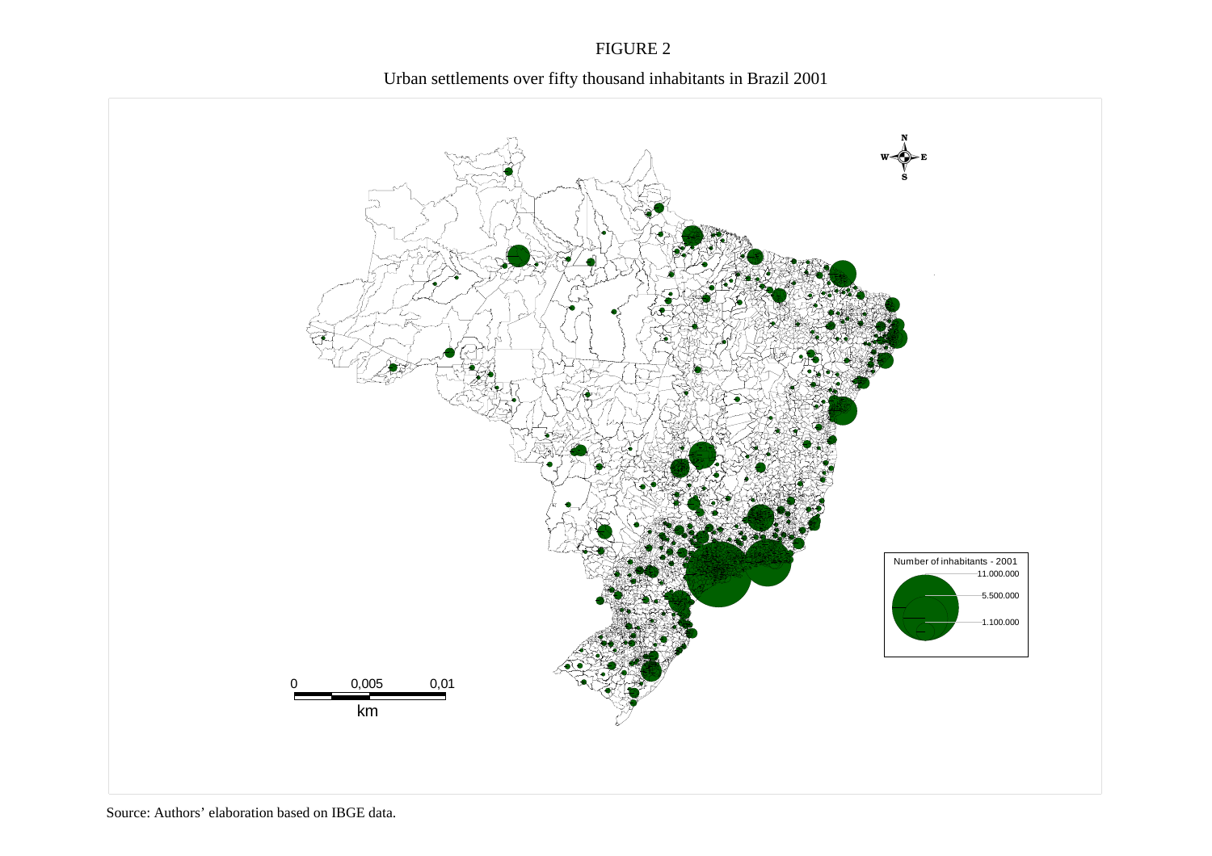FIGURE 2

Urban settlements over fifty thousand inhabitants in Brazil 2001

Source: Authors' elaboration based on IBGE data.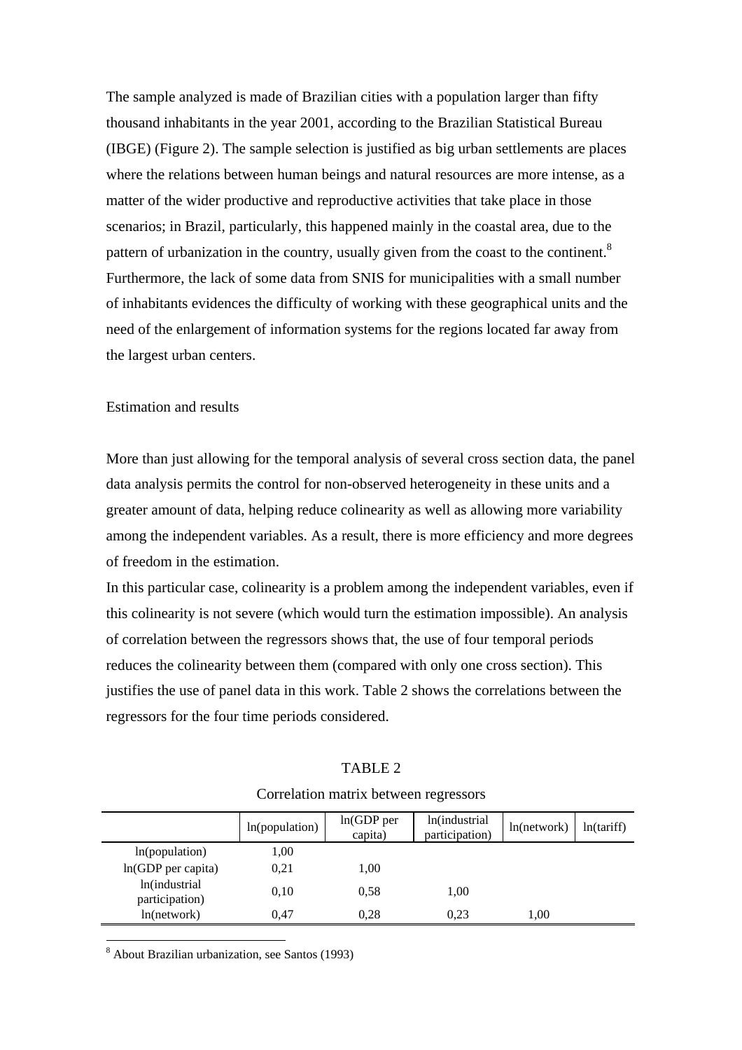The sample analyzed is made of Brazilian cities with a population larger than fifty thousand inhabitants in the year 2001, according to the Brazilian Statistical Bureau (IBGE) (Figure 2). The sample selection is justified as big urban settlements are places where the relations between human beings and natural resources are more intense, as a matter of the wider productive and reproductive activities that take place in those scenarios; in Brazil, particularly, this happened mainly in the coastal area, due to the pattern of urbanization in the country, usually given from the coast to the continent.[8] Furthermore, the lack of some data from SNIS for municipalities with a small number of inhabitants evidences the difficulty of working with these geographical units and the need of the enlargement of information systems for the regions located far away from the largest urban centers.

## Estimation and results

More than just allowing for the temporal analysis of several cross section data, the panel data analysis permits the control for non-observed heterogeneity in these units and a greater amount of data, helping reduce colinearity as well as allowing more variability among the independent variables. As a result, there is more efficiency and more degrees of freedom in the estimation.

In this particular case, colinearity is a problem among the independent variables, even if this colinearity is not severe (which would turn the estimation impossible). An analysis of correlation between the regressors shows that, the use of four temporal periods reduces the colinearity between them (compared with only one cross section). This justifies the use of panel data in this work. Table 2 shows the correlations between the regressors for the four time periods considered.

TABLE 2

Correlation matrix between regressors

| | ln(population) | ln(GDP per capita) | ln(industrial participation) | ln(network) | ln(tariff) |
|---|---|---|---|---|---|
| ln(population) | 1,00 | | | | |
| ln(GDP per capita) | 0,21 | 1,00 | | | |
| ln(industrial participation) | 0,10 | 0,58 | 1,00 | | |
| ln(network) | 0,47 | 0,28 | 0,23 | 1,00 | |

[8] About Brazilian urbanization, see Santos (1993)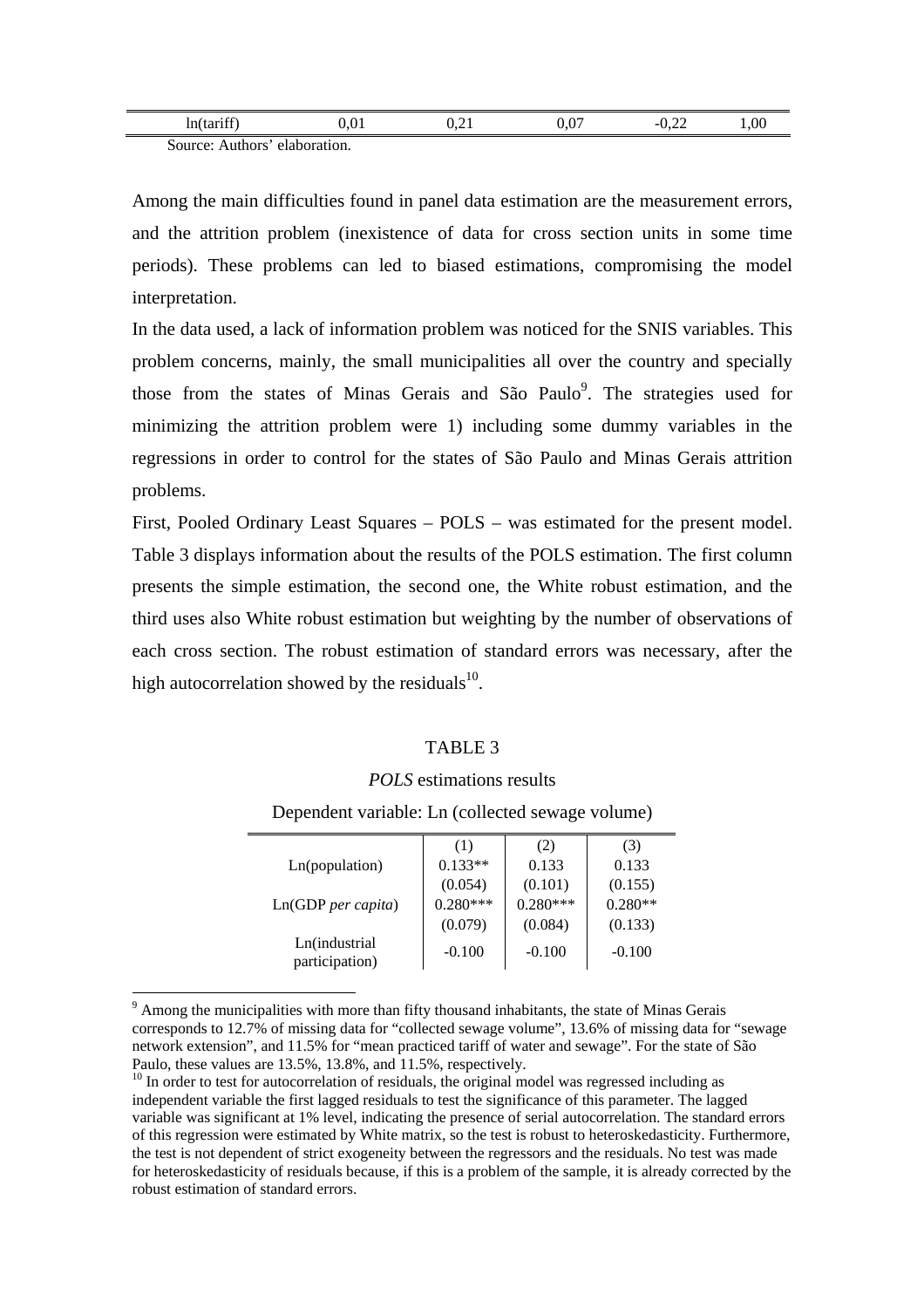| ln(tariff) | 0,01 | 0,21 | 0,07 | -0,22 | 1,00 |
|---|---|---|---|---|---|

Source: Authors' elaboration.

Among the main difficulties found in panel data estimation are the measurement errors, and the attrition problem (inexistence of data for cross section units in some time periods). These problems can led to biased estimations, compromising the model interpretation.

In the data used, a lack of information problem was noticed for the SNIS variables. This problem concerns, mainly, the small municipalities all over the country and specially those from the states of Minas Gerais and São Paulo[9]. The strategies used for minimizing the attrition problem were 1) including some dummy variables in the regressions in order to control for the states of São Paulo and Minas Gerais attrition problems.

First, Pooled Ordinary Least Squares – POLS – was estimated for the present model. Table 3 displays information about the results of the POLS estimation. The first column presents the simple estimation, the second one, the White robust estimation, and the third uses also White robust estimation but weighting by the number of observations of each cross section. The robust estimation of standard errors was necessary, after the high autocorrelation showed by the residuals[10].

TABLE 3

*POLS* estimations results

Dependent variable: Ln (collected sewage volume)

| | (1) | (2) | (3) |
|---|---|---|---|
| Ln(population) | 0.133** | 0.133 | 0.133 |
| | (0.054) | (0.101) | (0.155) |
| Ln(GDP *per capita*) | 0.280*** | 0.280*** | 0.280** |
| | (0.079) | (0.084) | (0.133) |
| Ln(industrial participation) | -0.100 | -0.100 | -0.100 |

[9] Among the municipalities with more than fifty thousand inhabitants, the state of Minas Gerais corresponds to 12.7% of missing data for "collected sewage volume", 13.6% of missing data for "sewage network extension", and 11.5% for "mean practiced tariff of water and sewage". For the state of São Paulo, these values are 13.5%, 13.8%, and 11.5%, respectively.

[10] In order to test for autocorrelation of residuals, the original model was regressed including as independent variable the first lagged residuals to test the significance of this parameter. The lagged variable was significant at 1% level, indicating the presence of serial autocorrelation. The standard errors of this regression were estimated by White matrix, so the test is robust to heteroskedasticity. Furthermore, the test is not dependent of strict exogeneity between the regressors and the residuals. No test was made for heteroskedasticity of residuals because, if this is a problem of the sample, it is already corrected by the robust estimation of standard errors.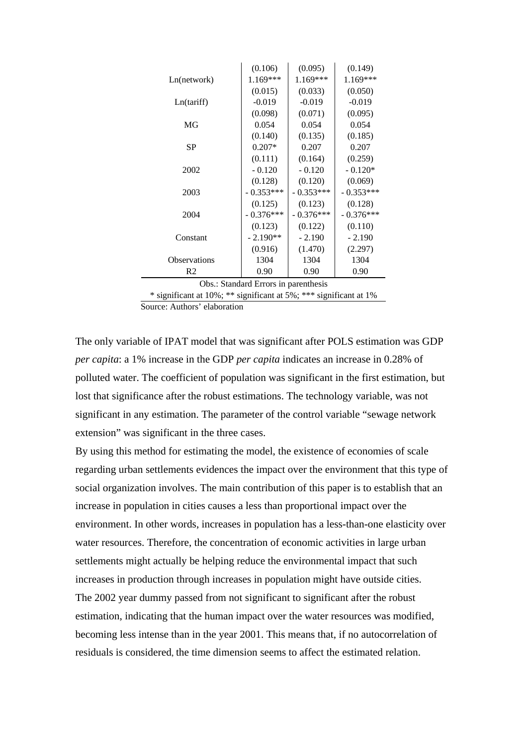| | | | |
|---|---|---|---|
| | (0.106) | (0.095) | (0.149) |
| Ln(network) | 1.169*** | 1.169*** | 1.169*** |
| | (0.015) | (0.033) | (0.050) |
| Ln(tariff) | -0.019 | -0.019 | -0.019 |
| | (0.098) | (0.071) | (0.095) |
| MG | 0.054 | 0.054 | 0.054 |
| | (0.140) | (0.135) | (0.185) |
| SP | 0.207* | 0.207 | 0.207 |
| | (0.111) | (0.164) | (0.259) |
| 2002 | - 0.120 | - 0.120 | - 0.120* |
| | (0.128) | (0.120) | (0.069) |
| 2003 | - 0.353*** | - 0.353*** | - 0.353*** |
| | (0.125) | (0.123) | (0.128) |
| 2004 | - 0.376*** | - 0.376*** | - 0.376*** |
| | (0.123) | (0.122) | (0.110) |
| Constant | - 2.190** | - 2.190 | - 2.190 |
| | (0.916) | (1.470) | (2.297) |
| Observations | 1304 | 1304 | 1304 |
| R2 | 0.90 | 0.90 | 0.90 |

Obs.: Standard Errors in parenthesis

* significant at 10%; ** significant at 5%; *** significant at 1%

Source: Authors' elaboration

The only variable of IPAT model that was significant after POLS estimation was GDP *per capita*: a 1% increase in the GDP *per capita* indicates an increase in 0.28% of polluted water. The coefficient of population was significant in the first estimation, but lost that significance after the robust estimations. The technology variable, was not significant in any estimation. The parameter of the control variable "sewage network extension" was significant in the three cases.

By using this method for estimating the model, the existence of economies of scale regarding urban settlements evidences the impact over the environment that this type of social organization involves. The main contribution of this paper is to establish that an increase in population in cities causes a less than proportional impact over the environment. In other words, increases in population has a less-than-one elasticity over water resources. Therefore, the concentration of economic activities in large urban settlements might actually be helping reduce the environmental impact that such increases in production through increases in population might have outside cities.

The 2002 year dummy passed from not significant to significant after the robust estimation, indicating that the human impact over the water resources was modified, becoming less intense than in the year 2001. This means that, if no autocorrelation of residuals is considered, the time dimension seems to affect the estimated relation.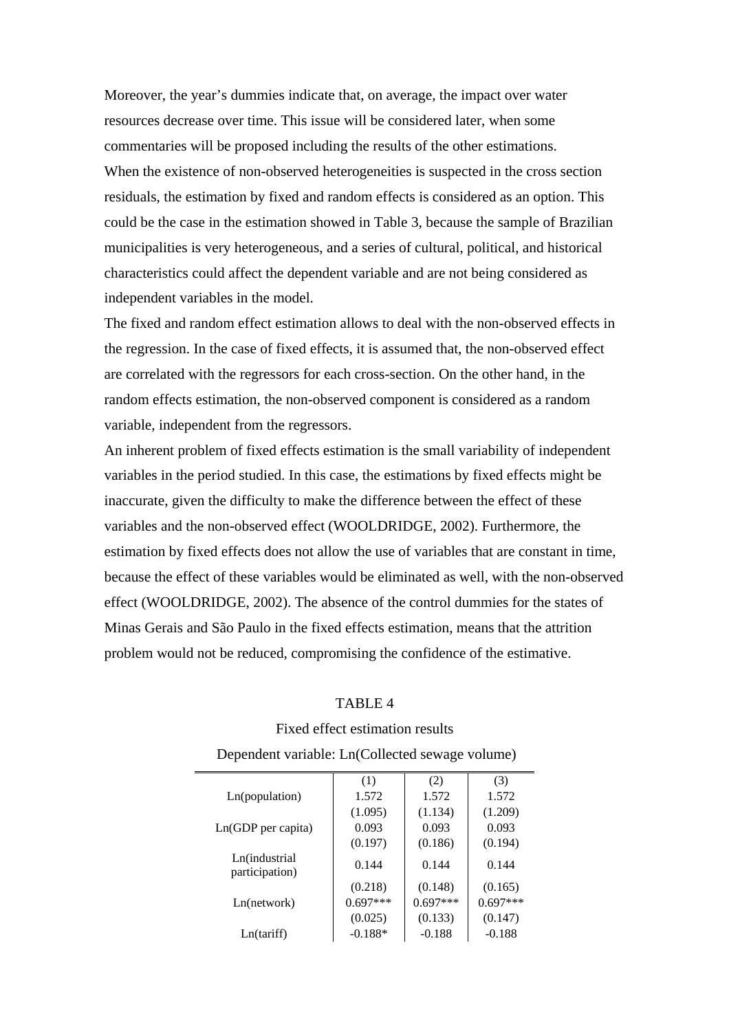Moreover, the year's dummies indicate that, on average, the impact over water resources decrease over time. This issue will be considered later, when some commentaries will be proposed including the results of the other estimations.

When the existence of non-observed heterogeneities is suspected in the cross section residuals, the estimation by fixed and random effects is considered as an option. This could be the case in the estimation showed in Table 3, because the sample of Brazilian municipalities is very heterogeneous, and a series of cultural, political, and historical characteristics could affect the dependent variable and are not being considered as independent variables in the model.

The fixed and random effect estimation allows to deal with the non-observed effects in the regression. In the case of fixed effects, it is assumed that, the non-observed effect are correlated with the regressors for each cross-section. On the other hand, in the random effects estimation, the non-observed component is considered as a random variable, independent from the regressors.

An inherent problem of fixed effects estimation is the small variability of independent variables in the period studied. In this case, the estimations by fixed effects might be inaccurate, given the difficulty to make the difference between the effect of these variables and the non-observed effect (WOOLDRIDGE, 2002). Furthermore, the estimation by fixed effects does not allow the use of variables that are constant in time, because the effect of these variables would be eliminated as well, with the non-observed effect (WOOLDRIDGE, 2002). The absence of the control dummies for the states of Minas Gerais and São Paulo in the fixed effects estimation, means that the attrition problem would not be reduced, compromising the confidence of the estimative.

TABLE 4

Fixed effect estimation results

Dependent variable: Ln(Collected sewage volume)

| | (1) | (2) | (3) |
|---|---|---|---|
| Ln(population) | 1.572 | 1.572 | 1.572 |
| | (1.095) | (1.134) | (1.209) |
| Ln(GDP per capita) | 0.093 | 0.093 | 0.093 |
| | (0.197) | (0.186) | (0.194) |
| Ln(industrial participation) | 0.144 | 0.144 | 0.144 |
| | (0.218) | (0.148) | (0.165) |
| Ln(network) | 0.697*** | 0.697*** | 0.697*** |
| | (0.025) | (0.133) | (0.147) |
| Ln(tariff) | -0.188* | -0.188 | -0.188 |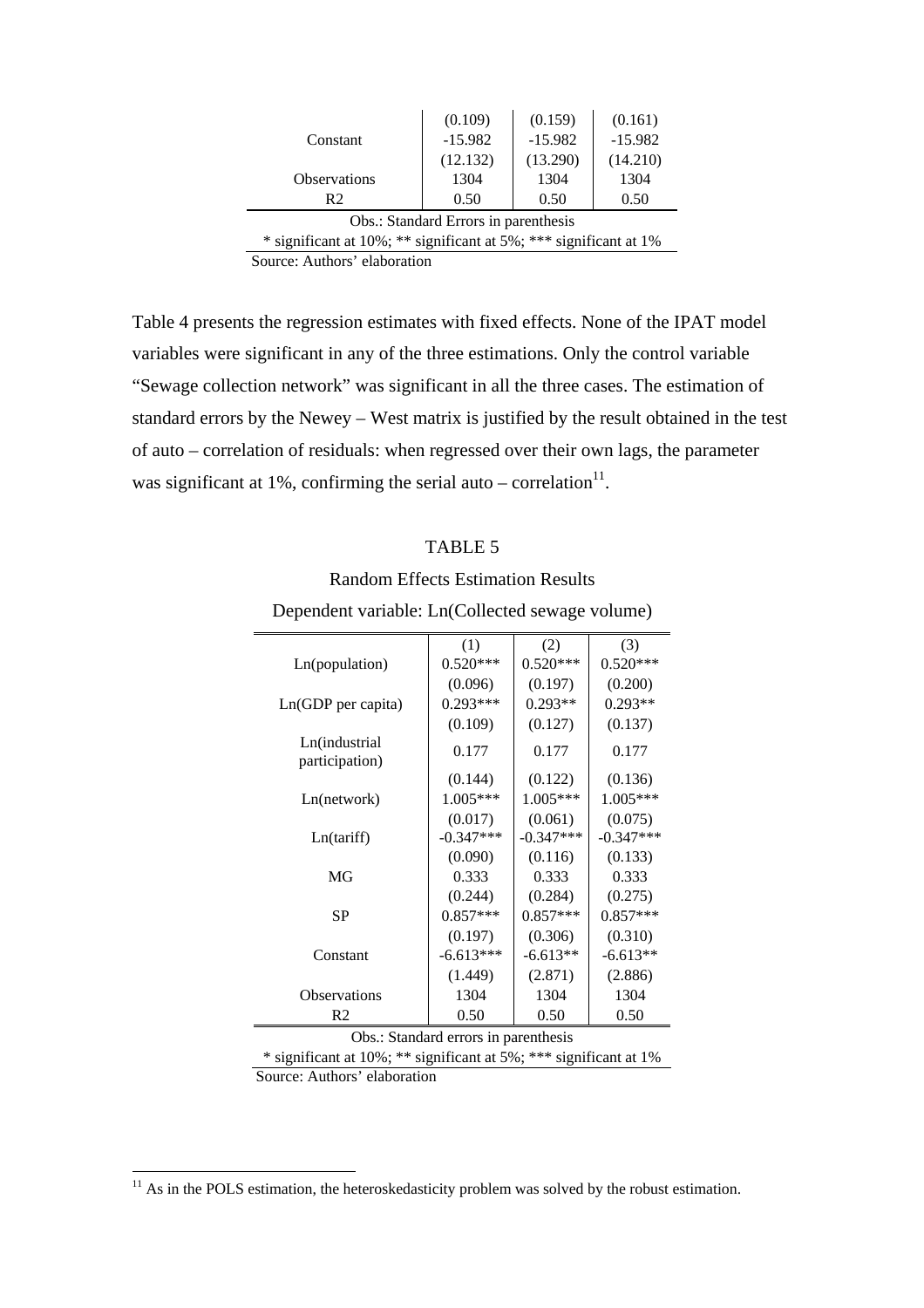| | | | |
|---|---|---|---|
| | (0.109) | (0.159) | (0.161) |
| Constant | -15.982 | -15.982 | -15.982 |
| | (12.132) | (13.290) | (14.210) |
| Observations | 1304 | 1304 | 1304 |
| R2 | 0.50 | 0.50 | 0.50 |

Obs.: Standard Errors in parenthesis

\* significant at 10%; ** significant at 5%; *** significant at 1%

Source: Authors' elaboration

Table 4 presents the regression estimates with fixed effects. None of the IPAT model variables were significant in any of the three estimations. Only the control variable "Sewage collection network" was significant in all the three cases. The estimation of standard errors by the Newey – West matrix is justified by the result obtained in the test of auto – correlation of residuals: when regressed over their own lags, the parameter was significant at 1%, confirming the serial auto – correlation[11].

TABLE 5

Random Effects Estimation Results

Dependent variable: Ln(Collected sewage volume)

| | (1) | (2) | (3) |
|---|---|---|---|
| Ln(population) | 0.520*** | 0.520*** | 0.520*** |
| | (0.096) | (0.197) | (0.200) |
| Ln(GDP per capita) | 0.293*** | 0.293** | 0.293** |
| | (0.109) | (0.127) | (0.137) |
| Ln(industrial participation) | 0.177 | 0.177 | 0.177 |
| | (0.144) | (0.122) | (0.136) |
| Ln(network) | 1.005*** | 1.005*** | 1.005*** |
| | (0.017) | (0.061) | (0.075) |
| Ln(tariff) | -0.347*** | -0.347*** | -0.347*** |
| | (0.090) | (0.116) | (0.133) |
| MG | 0.333 | 0.333 | 0.333 |
| | (0.244) | (0.284) | (0.275) |
| SP | 0.857*** | 0.857*** | 0.857*** |
| | (0.197) | (0.306) | (0.310) |
| Constant | -6.613*** | -6.613** | -6.613** |
| | (1.449) | (2.871) | (2.886) |
| Observations | 1304 | 1304 | 1304 |
| R2 | 0.50 | 0.50 | 0.50 |

Obs.: Standard errors in parenthesis

\* significant at 10%; ** significant at 5%; *** significant at 1%

Source: Authors' elaboration

[11] As in the POLS estimation, the heteroskedasticity problem was solved by the robust estimation.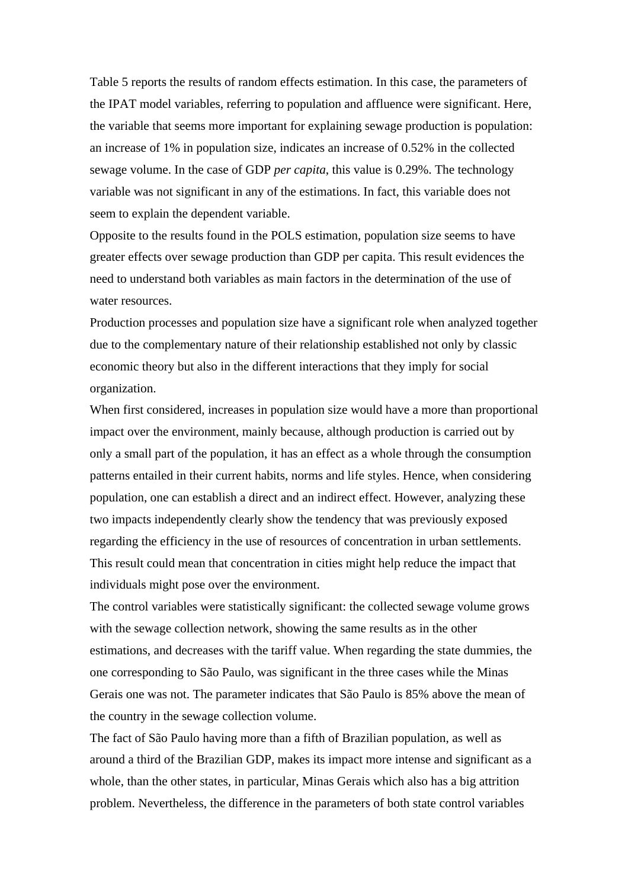Table 5 reports the results of random effects estimation. In this case, the parameters of the IPAT model variables, referring to population and affluence were significant. Here, the variable that seems more important for explaining sewage production is population: an increase of 1% in population size, indicates an increase of 0.52% in the collected sewage volume. In the case of GDP *per capita*, this value is 0.29%. The technology variable was not significant in any of the estimations. In fact, this variable does not seem to explain the dependent variable.

Opposite to the results found in the POLS estimation, population size seems to have greater effects over sewage production than GDP per capita. This result evidences the need to understand both variables as main factors in the determination of the use of water resources.

Production processes and population size have a significant role when analyzed together due to the complementary nature of their relationship established not only by classic economic theory but also in the different interactions that they imply for social organization.

When first considered, increases in population size would have a more than proportional impact over the environment, mainly because, although production is carried out by only a small part of the population, it has an effect as a whole through the consumption patterns entailed in their current habits, norms and life styles. Hence, when considering population, one can establish a direct and an indirect effect. However, analyzing these two impacts independently clearly show the tendency that was previously exposed regarding the efficiency in the use of resources of concentration in urban settlements. This result could mean that concentration in cities might help reduce the impact that individuals might pose over the environment.

The control variables were statistically significant: the collected sewage volume grows with the sewage collection network, showing the same results as in the other estimations, and decreases with the tariff value. When regarding the state dummies, the one corresponding to São Paulo, was significant in the three cases while the Minas Gerais one was not. The parameter indicates that São Paulo is 85% above the mean of the country in the sewage collection volume.

The fact of São Paulo having more than a fifth of Brazilian population, as well as around a third of the Brazilian GDP, makes its impact more intense and significant as a whole, than the other states, in particular, Minas Gerais which also has a big attrition problem. Nevertheless, the difference in the parameters of both state control variables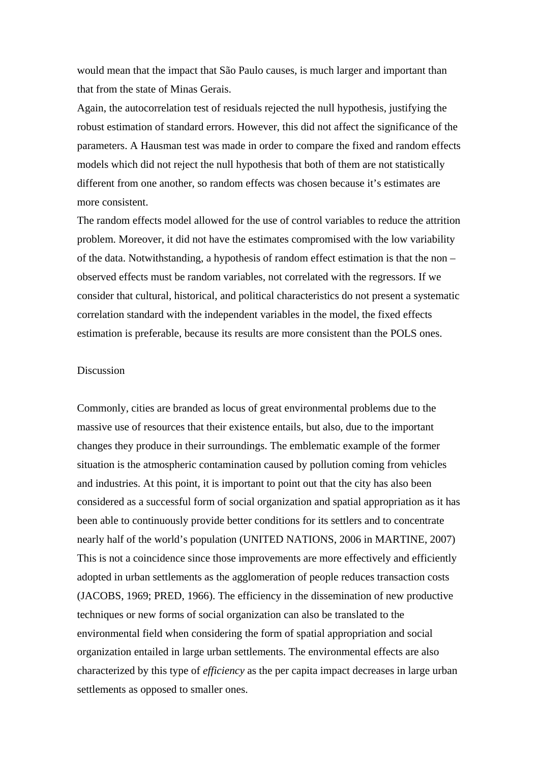would mean that the impact that São Paulo causes, is much larger and important than that from the state of Minas Gerais.

Again, the autocorrelation test of residuals rejected the null hypothesis, justifying the robust estimation of standard errors. However, this did not affect the significance of the parameters. A Hausman test was made in order to compare the fixed and random effects models which did not reject the null hypothesis that both of them are not statistically different from one another, so random effects was chosen because it's estimates are more consistent.

The random effects model allowed for the use of control variables to reduce the attrition problem. Moreover, it did not have the estimates compromised with the low variability of the data. Notwithstanding, a hypothesis of random effect estimation is that the non – observed effects must be random variables, not correlated with the regressors. If we consider that cultural, historical, and political characteristics do not present a systematic correlation standard with the independent variables in the model, the fixed effects estimation is preferable, because its results are more consistent than the POLS ones.

## Discussion

Commonly, cities are branded as locus of great environmental problems due to the massive use of resources that their existence entails, but also, due to the important changes they produce in their surroundings. The emblematic example of the former situation is the atmospheric contamination caused by pollution coming from vehicles and industries. At this point, it is important to point out that the city has also been considered as a successful form of social organization and spatial appropriation as it has been able to continuously provide better conditions for its settlers and to concentrate nearly half of the world's population (UNITED NATIONS, 2006 in MARTINE, 2007) This is not a coincidence since those improvements are more effectively and efficiently adopted in urban settlements as the agglomeration of people reduces transaction costs (JACOBS, 1969; PRED, 1966). The efficiency in the dissemination of new productive techniques or new forms of social organization can also be translated to the environmental field when considering the form of spatial appropriation and social organization entailed in large urban settlements. The environmental effects are also characterized by this type of *efficiency* as the per capita impact decreases in large urban settlements as opposed to smaller ones.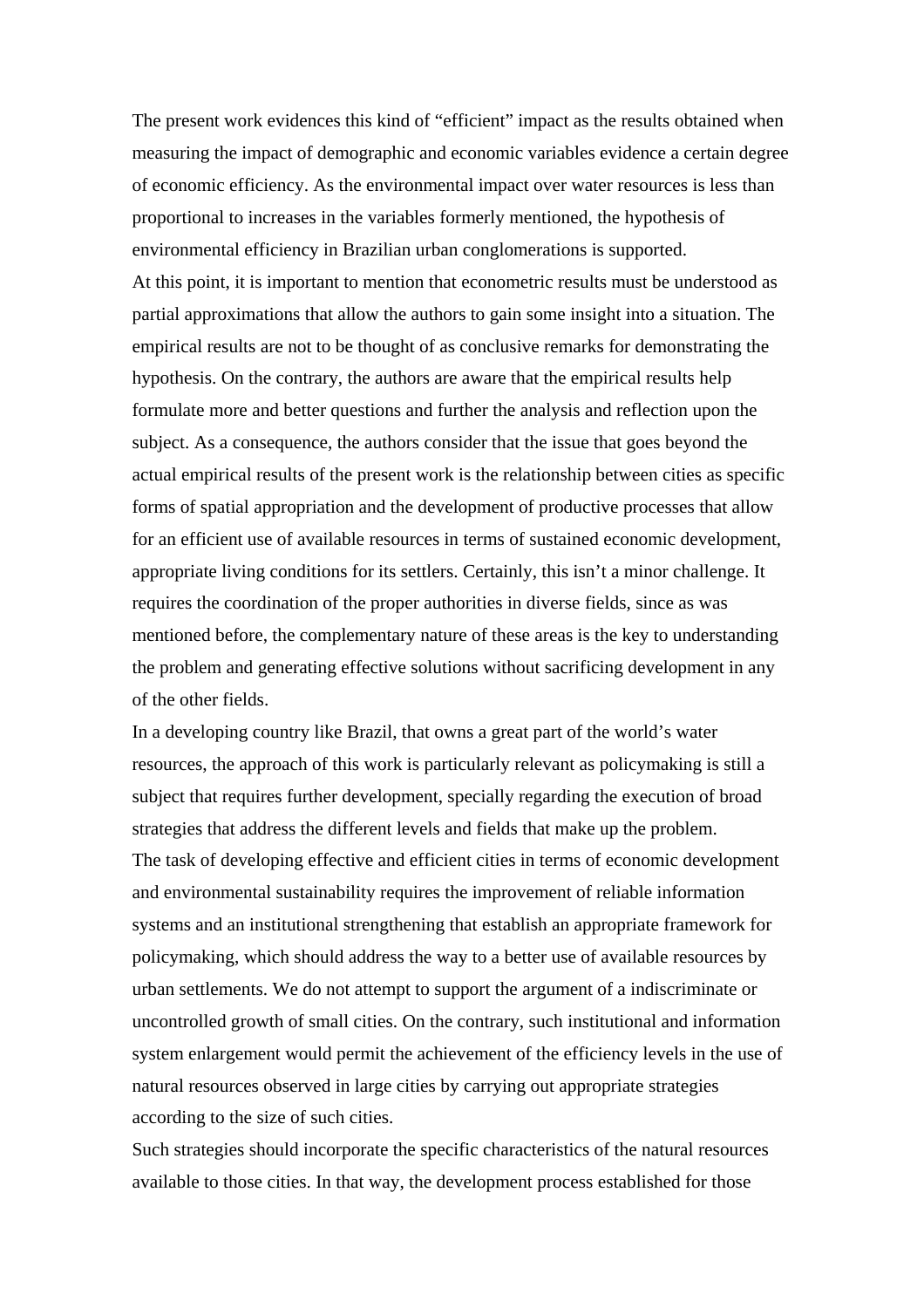The present work evidences this kind of "efficient" impact as the results obtained when measuring the impact of demographic and economic variables evidence a certain degree of economic efficiency. As the environmental impact over water resources is less than proportional to increases in the variables formerly mentioned, the hypothesis of environmental efficiency in Brazilian urban conglomerations is supported.

At this point, it is important to mention that econometric results must be understood as partial approximations that allow the authors to gain some insight into a situation. The empirical results are not to be thought of as conclusive remarks for demonstrating the hypothesis. On the contrary, the authors are aware that the empirical results help formulate more and better questions and further the analysis and reflection upon the subject. As a consequence, the authors consider that the issue that goes beyond the actual empirical results of the present work is the relationship between cities as specific forms of spatial appropriation and the development of productive processes that allow for an efficient use of available resources in terms of sustained economic development, appropriate living conditions for its settlers. Certainly, this isn't a minor challenge. It requires the coordination of the proper authorities in diverse fields, since as was mentioned before, the complementary nature of these areas is the key to understanding the problem and generating effective solutions without sacrificing development in any of the other fields.

In a developing country like Brazil, that owns a great part of the world's water resources, the approach of this work is particularly relevant as policymaking is still a subject that requires further development, specially regarding the execution of broad strategies that address the different levels and fields that make up the problem.

The task of developing effective and efficient cities in terms of economic development and environmental sustainability requires the improvement of reliable information systems and an institutional strengthening that establish an appropriate framework for policymaking, which should address the way to a better use of available resources by urban settlements. We do not attempt to support the argument of a indiscriminate or uncontrolled growth of small cities. On the contrary, such institutional and information system enlargement would permit the achievement of the efficiency levels in the use of natural resources observed in large cities by carrying out appropriate strategies according to the size of such cities.

Such strategies should incorporate the specific characteristics of the natural resources available to those cities. In that way, the development process established for those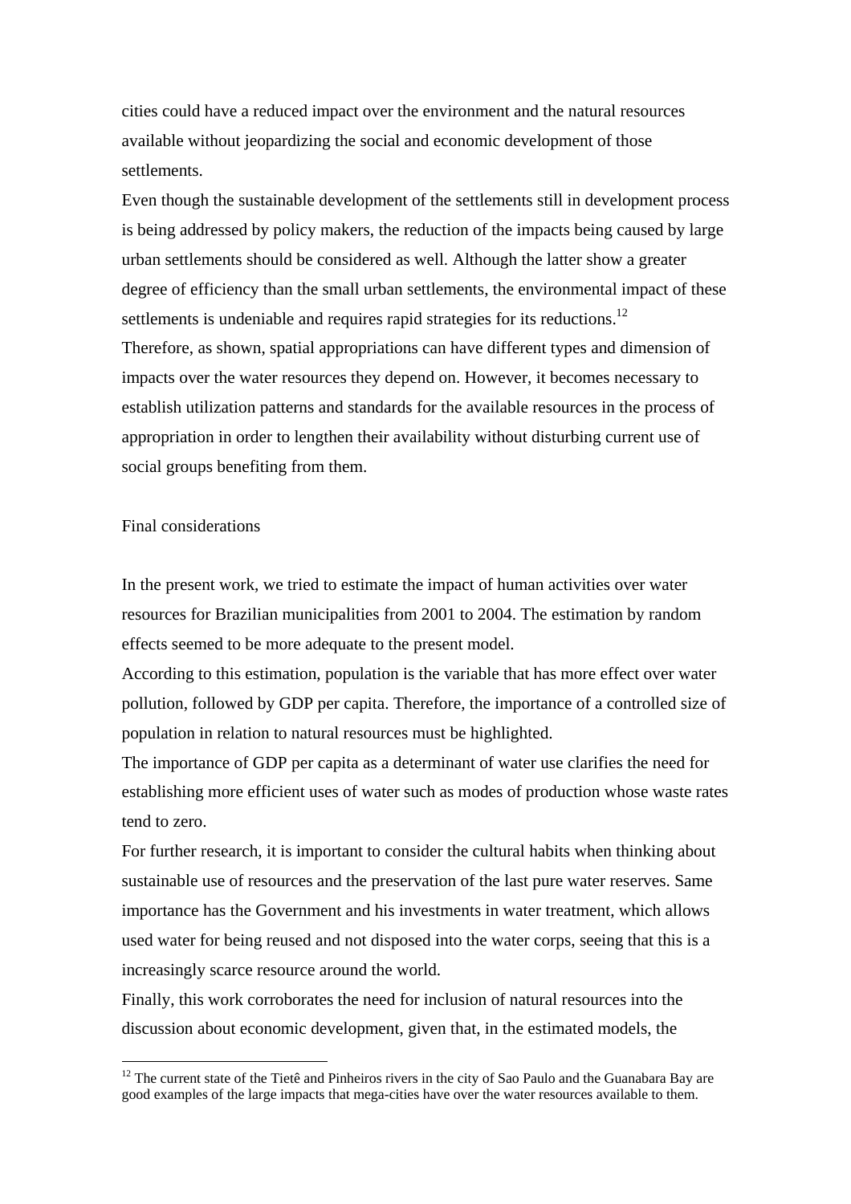cities could have a reduced impact over the environment and the natural resources available without jeopardizing the social and economic development of those settlements.

Even though the sustainable development of the settlements still in development process is being addressed by policy makers, the reduction of the impacts being caused by large urban settlements should be considered as well. Although the latter show a greater degree of efficiency than the small urban settlements, the environmental impact of these settlements is undeniable and requires rapid strategies for its reductions.[12]

Therefore, as shown, spatial appropriations can have different types and dimension of impacts over the water resources they depend on. However, it becomes necessary to establish utilization patterns and standards for the available resources in the process of appropriation in order to lengthen their availability without disturbing current use of social groups benefiting from them.

## Final considerations

In the present work, we tried to estimate the impact of human activities over water resources for Brazilian municipalities from 2001 to 2004. The estimation by random effects seemed to be more adequate to the present model.

According to this estimation, population is the variable that has more effect over water pollution, followed by GDP per capita. Therefore, the importance of a controlled size of population in relation to natural resources must be highlighted.

The importance of GDP per capita as a determinant of water use clarifies the need for establishing more efficient uses of water such as modes of production whose waste rates tend to zero.

For further research, it is important to consider the cultural habits when thinking about sustainable use of resources and the preservation of the last pure water reserves. Same importance has the Government and his investments in water treatment, which allows used water for being reused and not disposed into the water corps, seeing that this is a increasingly scarce resource around the world.

Finally, this work corroborates the need for inclusion of natural resources into the discussion about economic development, given that, in the estimated models, the

[12] The current state of the Tietê and Pinheiros rivers in the city of Sao Paulo and the Guanabara Bay are good examples of the large impacts that mega-cities have over the water resources available to them.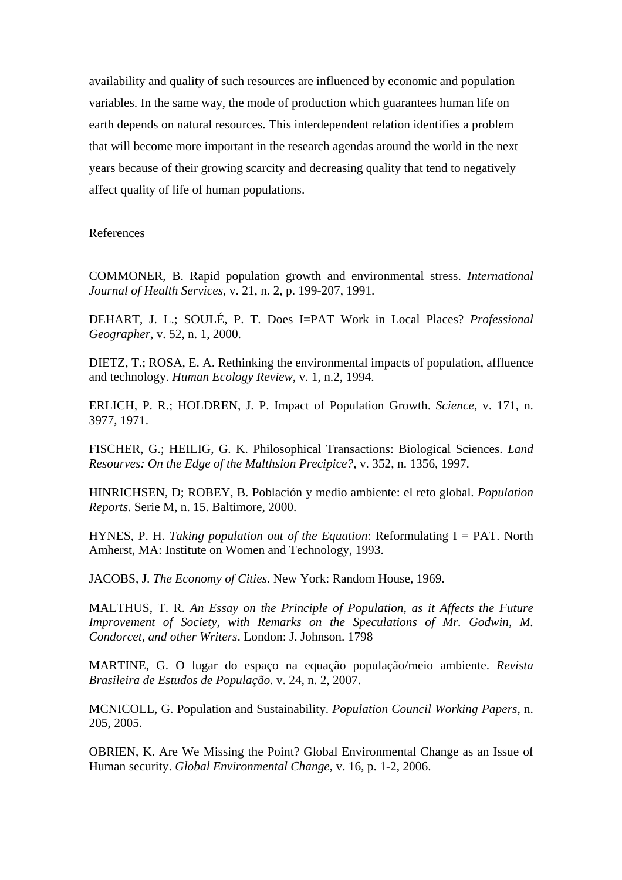availability and quality of such resources are influenced by economic and population variables. In the same way, the mode of production which guarantees human life on earth depends on natural resources. This interdependent relation identifies a problem that will become more important in the research agendas around the world in the next years because of their growing scarcity and decreasing quality that tend to negatively affect quality of life of human populations.

References

COMMONER, B. Rapid population growth and environmental stress. *International Journal of Health Services*, v. 21, n. 2, p. 199-207, 1991.

DEHART, J. L.; SOULÉ, P. T. Does I=PAT Work in Local Places? *Professional Geographer*, v. 52, n. 1, 2000.

DIETZ, T.; ROSA, E. A. Rethinking the environmental impacts of population, affluence and technology. *Human Ecology Review*, v. 1, n.2, 1994.

ERLICH, P. R.; HOLDREN, J. P. Impact of Population Growth. *Science*, v. 171, n. 3977, 1971.

FISCHER, G.; HEILIG, G. K. Philosophical Transactions: Biological Sciences. *Land Resourves: On the Edge of the Malthsion Precipice?*, v. 352, n. 1356, 1997.

HINRICHSEN, D; ROBEY, B. Población y medio ambiente: el reto global. *Population Reports*. Serie M, n. 15. Baltimore, 2000.

HYNES, P. H. *Taking population out of the Equation*: Reformulating I = PAT. North Amherst, MA: Institute on Women and Technology, 1993.

JACOBS, J. *The Economy of Cities*. New York: Random House, 1969.

MALTHUS, T. R. *An Essay on the Principle of Population, as it Affects the Future Improvement of Society, with Remarks on the Speculations of Mr. Godwin, M. Condorcet, and other Writers*. London: J. Johnson. 1798

MARTINE, G. O lugar do espaço na equação população/meio ambiente. *Revista Brasileira de Estudos de População*. v. 24, n. 2, 2007.

MCNICOLL, G. Population and Sustainability. *Population Council Working Papers*, n. 205, 2005.

OBRIEN, K. Are We Missing the Point? Global Environmental Change as an Issue of Human security. *Global Environmental Change*, v. 16, p. 1-2, 2006.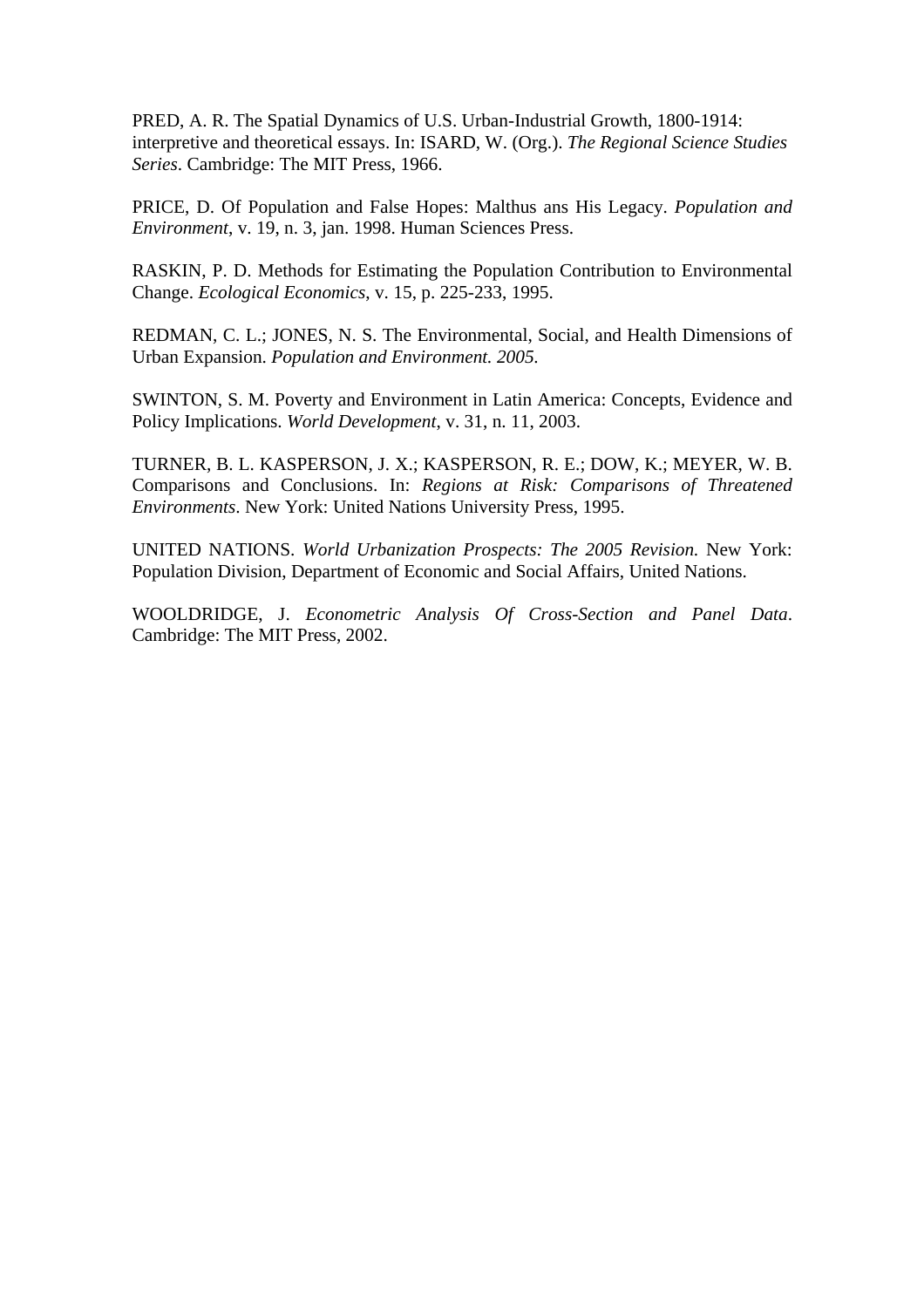PRED, A. R. The Spatial Dynamics of U.S. Urban-Industrial Growth, 1800-1914: interpretive and theoretical essays. In: ISARD, W. (Org.). *The Regional Science Studies Series*. Cambridge: The MIT Press, 1966.

PRICE, D. Of Population and False Hopes: Malthus ans His Legacy. *Population and Environment*, v. 19, n. 3, jan. 1998. Human Sciences Press.

RASKIN, P. D. Methods for Estimating the Population Contribution to Environmental Change. *Ecological Economics*, v. 15, p. 225-233, 1995.

REDMAN, C. L.; JONES, N. S. The Environmental, Social, and Health Dimensions of Urban Expansion. *Population and Environment. 2005.*

SWINTON, S. M. Poverty and Environment in Latin America: Concepts, Evidence and Policy Implications. *World Development*, v. 31, n. 11, 2003.

TURNER, B. L. KASPERSON, J. X.; KASPERSON, R. E.; DOW, K.; MEYER, W. B. Comparisons and Conclusions. In: *Regions at Risk: Comparisons of Threatened Environments*. New York: United Nations University Press, 1995.

UNITED NATIONS. *World Urbanization Prospects: The 2005 Revision.* New York: Population Division, Department of Economic and Social Affairs, United Nations.

WOOLDRIDGE, J. *Econometric Analysis Of Cross-Section and Panel Data*. Cambridge: The MIT Press, 2002.